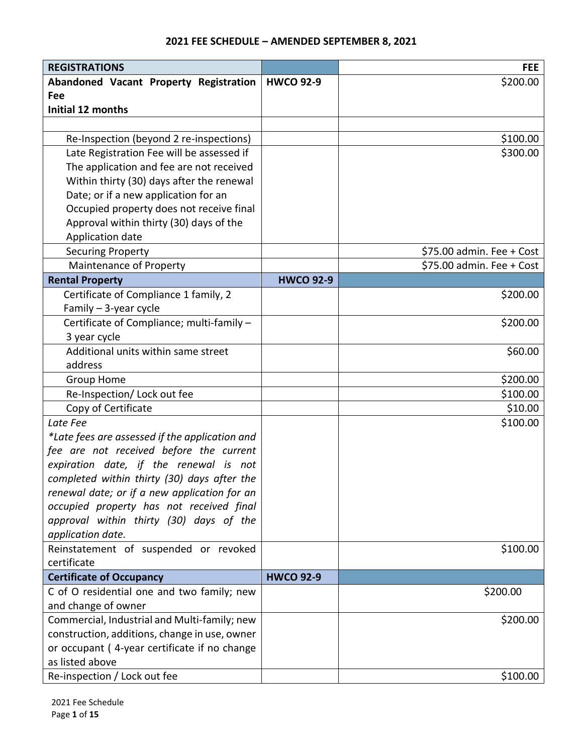## 2021 FEE SCHEDULE – AMENDED SEPTEMBER 8, 2021

| REGISTRATIONS | | FEE |
|---|---|---|
| **Abandoned Vacant Property Registration Fee Initial 12 months** | **HWCO 92-9** | $200.00 |
| | | |
| Re-Inspection (beyond 2 re-inspections) | | $100.00 |
| Late Registration Fee will be assessed if The application and fee are not received Within thirty (30) days after the renewal Date; or if a new application for an Occupied property does not receive final Approval within thirty (30) days of the Application date | | $300.00 |
| Securing Property | | $75.00 admin. Fee + Cost |
| Maintenance of Property | | $75.00 admin. Fee + Cost |
| **Rental Property** | **HWCO 92-9** | |
| Certificate of Compliance 1 family, 2 Family – 3-year cycle | | $200.00 |
| Certificate of Compliance; multi-family – 3 year cycle | | $200.00 |
| Additional units within same street address | | $60.00 |
| Group Home | | $200.00 |
| Re-Inspection/ Lock out fee | | $100.00 |
| Copy of Certificate | | $10.00 |
| *Late Fee* *\*Late fees are assessed if the application and fee are not received before the current expiration date, if the renewal is not completed within thirty (30) days after the renewal date; or if a new application for an occupied property has not received final approval within thirty (30) days of the application date.* | | $100.00 |
| Reinstatement of suspended or revoked certificate | | $100.00 |
| **Certificate of Occupancy** | **HWCO 92-9** | |
| C of O residential one and two family; new and change of owner | | $200.00 |
| Commercial, Industrial and Multi-family; new construction, additions, change in use, owner or occupant ( 4-year certificate if no change as listed above | | $200.00 |
| Re-inspection / Lock out fee | | $100.00 |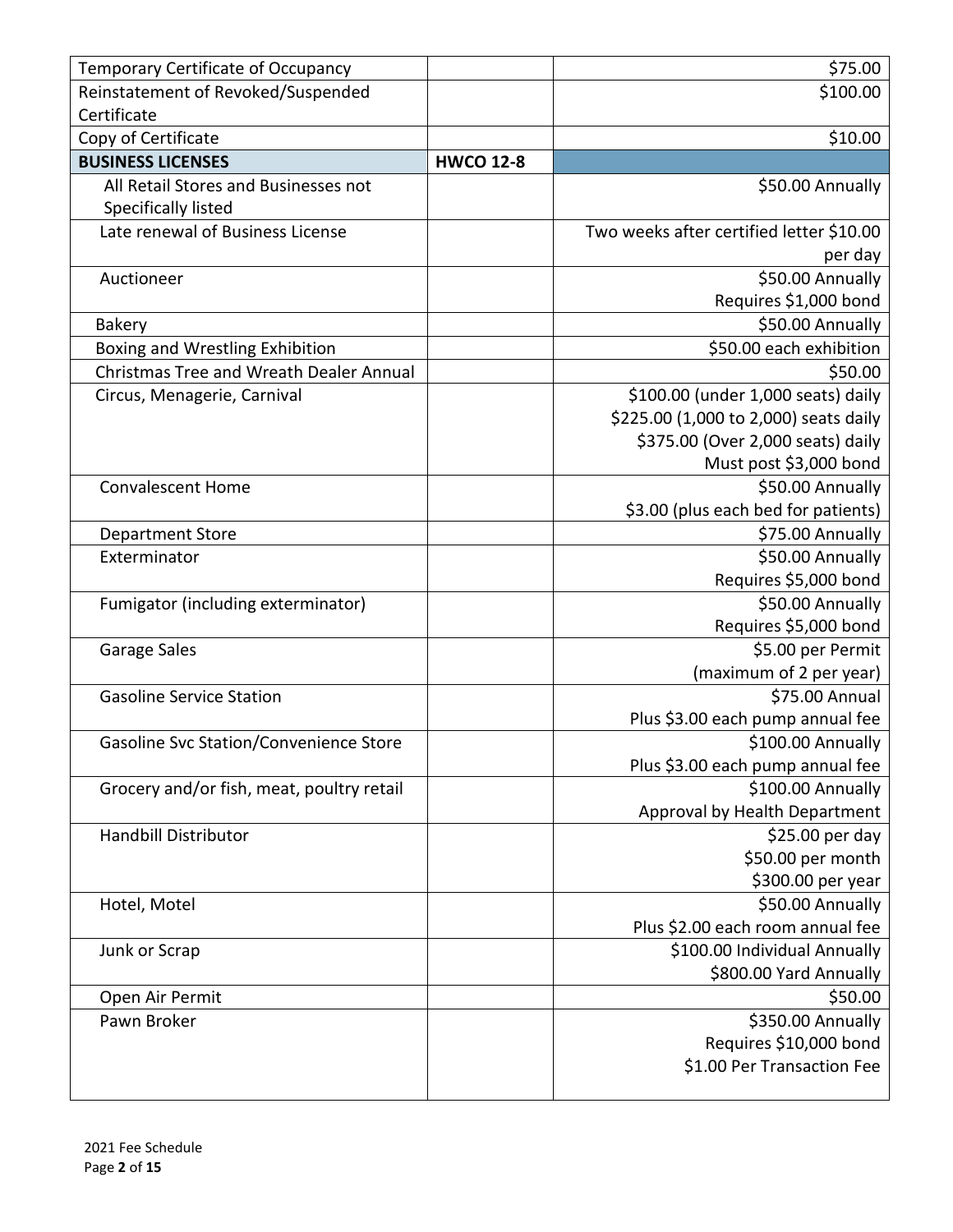| | | |
|---|---|---|
| Temporary Certificate of Occupancy | | $75.00 |
| Reinstatement of Revoked/Suspended Certificate | | $100.00 |
| Copy of Certificate | | $10.00 |
| **BUSINESS LICENSES** | **HWCO 12-8** | |
| All Retail Stores and Businesses not Specifically listed | | $50.00 Annually |
| Late renewal of Business License | | Two weeks after certified letter $10.00 per day |
| Auctioneer | | $50.00 Annually<br>Requires $1,000 bond |
| Bakery | | $50.00 Annually |
| Boxing and Wrestling Exhibition | | $50.00 each exhibition |
| Christmas Tree and Wreath Dealer Annual | | $50.00 |
| Circus, Menagerie, Carnival | | $100.00 (under 1,000 seats) daily<br>$225.00 (1,000 to 2,000) seats daily<br>$375.00 (Over 2,000 seats) daily<br>Must post $3,000 bond |
| Convalescent Home | | $50.00 Annually<br>$3.00 (plus each bed for patients) |
| Department Store | | $75.00 Annually |
| Exterminator | | $50.00 Annually<br>Requires $5,000 bond |
| Fumigator (including exterminator) | | $50.00 Annually<br>Requires $5,000 bond |
| Garage Sales | | $5.00 per Permit<br>(maximum of 2 per year) |
| Gasoline Service Station | | $75.00 Annual<br>Plus $3.00 each pump annual fee |
| Gasoline Svc Station/Convenience Store | | $100.00 Annually<br>Plus $3.00 each pump annual fee |
| Grocery and/or fish, meat, poultry retail | | $100.00 Annually<br>Approval by Health Department |
| Handbill Distributor | | $25.00 per day<br>$50.00 per month<br>$300.00 per year |
| Hotel, Motel | | $50.00 Annually<br>Plus $2.00 each room annual fee |
| Junk or Scrap | | $100.00 Individual Annually<br>$800.00 Yard Annually |
| Open Air Permit | | $50.00 |
| Pawn Broker | | $350.00 Annually<br>Requires $10,000 bond<br>$1.00 Per Transaction Fee |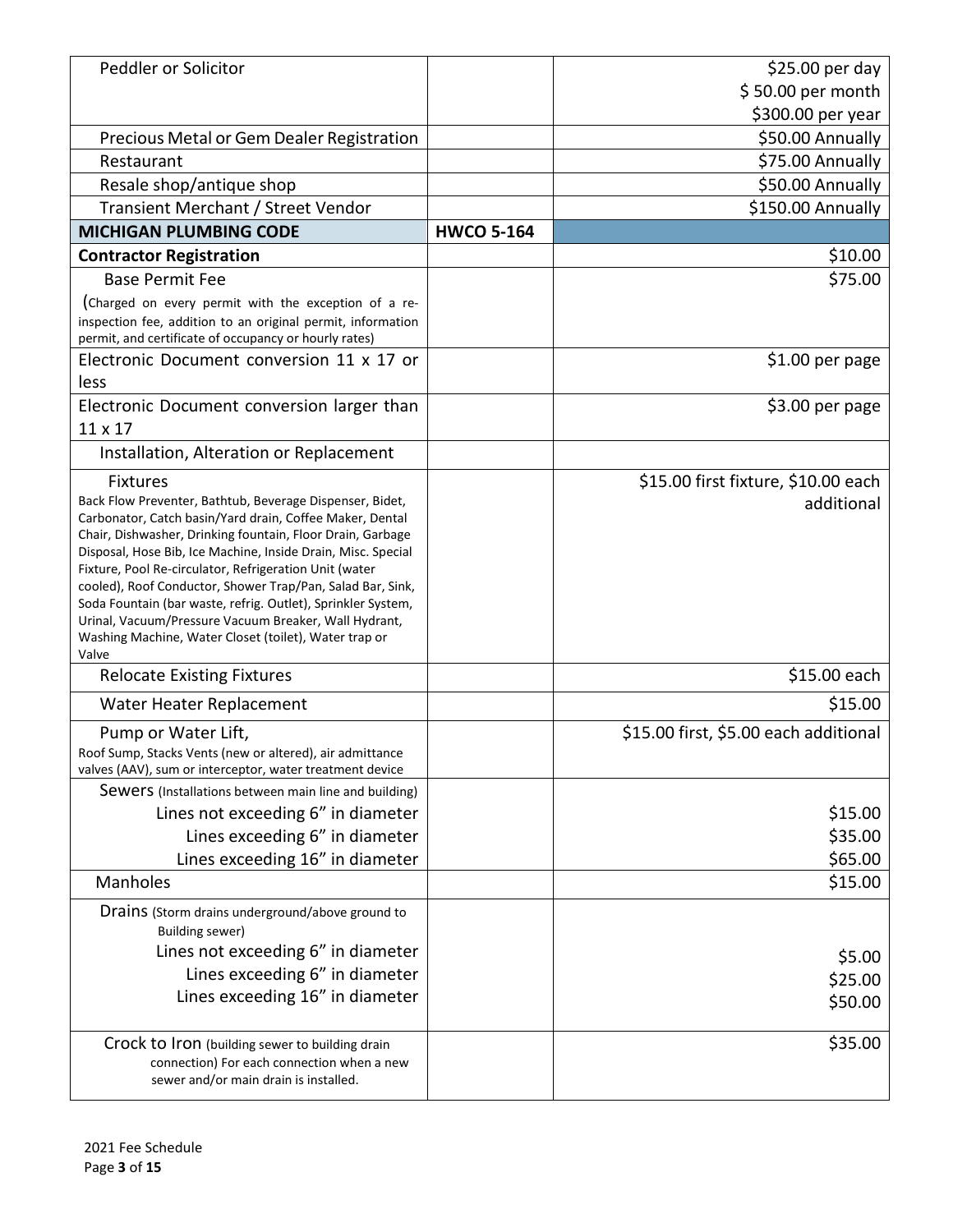| Peddler or Solicitor | | $25.00 per day<br>$ 50.00 per month<br>$300.00 per year |
|---|---|---|
| Precious Metal or Gem Dealer Registration | | $50.00 Annually |
| Restaurant | | $75.00 Annually |
| Resale shop/antique shop | | $50.00 Annually |
| Transient Merchant / Street Vendor | | $150.00 Annually |
| **MICHIGAN PLUMBING CODE** | **HWCO 5-164** | |
| **Contractor Registration** | | $10.00 |
| Base Permit Fee<br>(Charged on every permit with the exception of a re-inspection fee, addition to an original permit, information permit, and certificate of occupancy or hourly rates) | | $75.00 |
| Electronic Document conversion 11 x 17 or less | | $1.00 per page |
| Electronic Document conversion larger than 11 x 17 | | $3.00 per page |
| Installation, Alteration or Replacement | | |
| Fixtures<br>Back Flow Preventer, Bathtub, Beverage Dispenser, Bidet, Carbonator, Catch basin/Yard drain, Coffee Maker, Dental Chair, Dishwasher, Drinking fountain, Floor Drain, Garbage Disposal, Hose Bib, Ice Machine, Inside Drain, Misc. Special Fixture, Pool Re-circulator, Refrigeration Unit (water cooled), Roof Conductor, Shower Trap/Pan, Salad Bar, Sink, Soda Fountain (bar waste, refrig. Outlet), Sprinkler System, Urinal, Vacuum/Pressure Vacuum Breaker, Wall Hydrant, Washing Machine, Water Closet (toilet), Water trap or Valve | | $15.00 first fixture, $10.00 each additional |
| Relocate Existing Fixtures | | $15.00 each |
| Water Heater Replacement | | $15.00 |
| Pump or Water Lift,<br>Roof Sump, Stacks Vents (new or altered), air admittance valves (AAV), sum or interceptor, water treatment device | | $15.00 first, $5.00 each additional |
| Sewers (Installations between main line and building)<br>Lines not exceeding 6" in diameter<br>Lines exceeding 6" in diameter<br>Lines exceeding 16" in diameter | | <br>$15.00<br>$35.00<br>$65.00 |
| Manholes | | $15.00 |
| Drains (Storm drains underground/above ground to Building sewer)<br>Lines not exceeding 6" in diameter<br>Lines exceeding 6" in diameter<br>Lines exceeding 16" in diameter | | <br>$5.00<br>$25.00<br>$50.00 |
| Crock to Iron (building sewer to building drain connection) For each connection when a new sewer and/or main drain is installed. | | $35.00 |

2021 Fee Schedule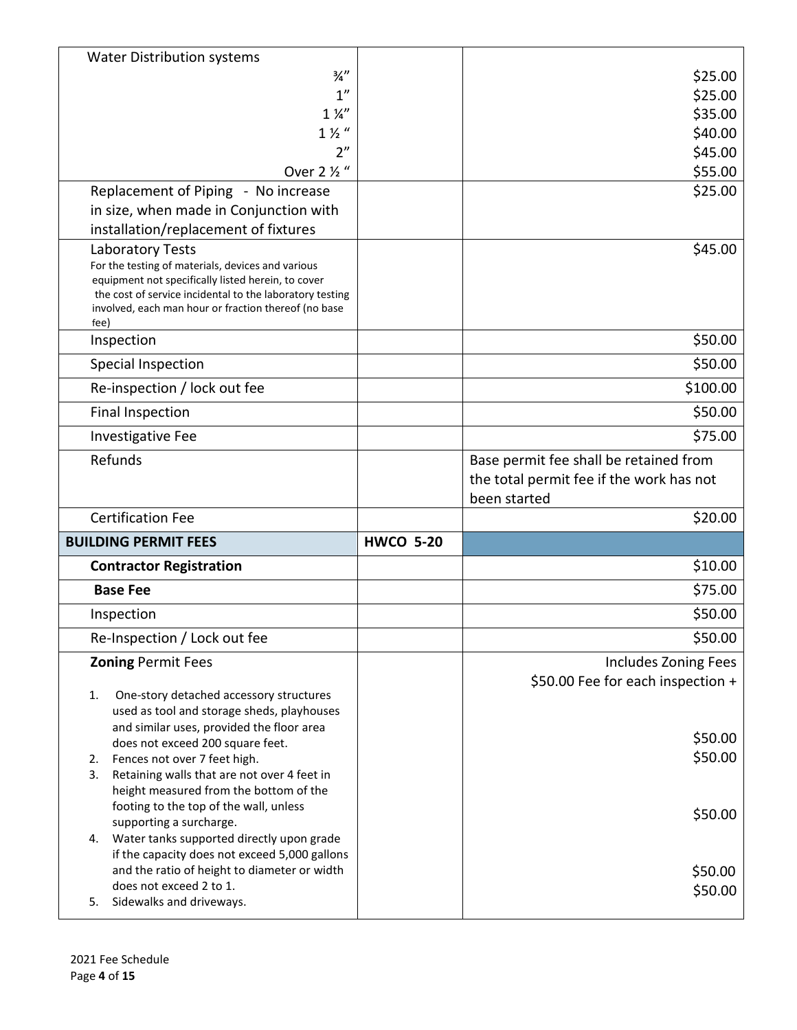| | | |
|---|---|---|
| Water Distribution systems<br>¾”<br>1”<br>1 ¼”<br>1 ½ “<br>2”<br>Over 2 ½ “ | | <br>$25.00<br>$25.00<br>$35.00<br>$40.00<br>$45.00<br>$55.00 |
| Replacement of Piping - No increase in size, when made in Conjunction with installation/replacement of fixtures | | $25.00 |
| Laboratory Tests<br>For the testing of materials, devices and various equipment not specifically listed herein, to cover the cost of service incidental to the laboratory testing involved, each man hour or fraction thereof (no base fee) | | $45.00 |
| Inspection | | $50.00 |
| Special Inspection | | $50.00 |
| Re-inspection / lock out fee | | $100.00 |
| Final Inspection | | $50.00 |
| Investigative Fee | | $75.00 |
| Refunds | | Base permit fee shall be retained from the total permit fee if the work has not been started |
| Certification Fee | | $20.00 |
| **BUILDING PERMIT FEES** | **HWCO 5-20** | |
| **Contractor Registration** | | $10.00 |
| **Base Fee** | | $75.00 |
| Inspection | | $50.00 |
| Re-Inspection / Lock out fee | | $50.00 |
| **Zoning** Permit Fees<br>1. One-story detached accessory structures used as tool and storage sheds, playhouses and similar uses, provided the floor area does not exceed 200 square feet.<br>2. Fences not over 7 feet high.<br>3. Retaining walls that are not over 4 feet in height measured from the bottom of the footing to the top of the wall, unless supporting a surcharge.<br>4. Water tanks supported directly upon grade if the capacity does not exceed 5,000 gallons and the ratio of height to diameter or width does not exceed 2 to 1.<br>5. Sidewalks and driveways. | | Includes Zoning Fees<br>$50.00 Fee for each inspection +<br>$50.00<br>$50.00<br>$50.00<br>$50.00<br>$50.00 |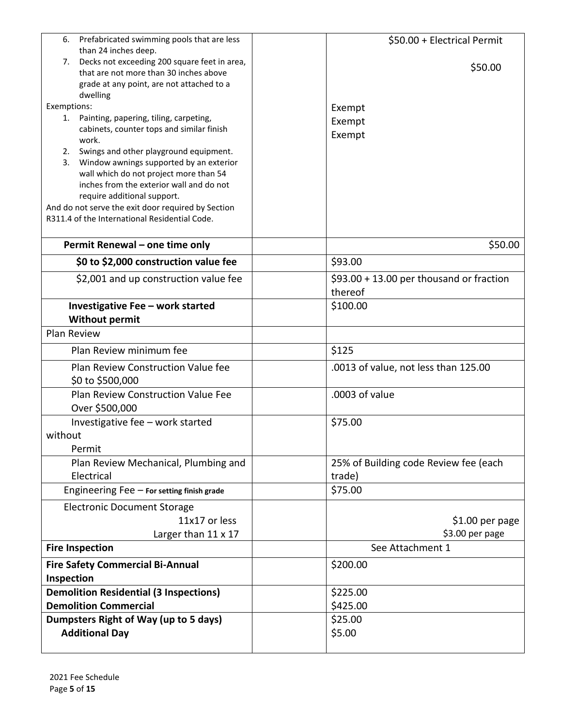| | | |
|---|---|---|
| 6. Prefabricated swimming pools that are less than 24 inches deep.<br>7. Decks not exceeding 200 square feet in area, that are not more than 30 inches above grade at any point, are not attached to a dwelling<br>Exemptions:<br>1. Painting, papering, tiling, carpeting, cabinets, counter tops and similar finish work.<br>2. Swings and other playground equipment.<br>3. Window awnings supported by an exterior wall which do not project more than 54 inches from the exterior wall and do not require additional support.<br>And do not serve the exit door required by Section R311.4 of the International Residential Code. | | $50.00 + Electrical Permit<br><br>$50.00<br><br>Exempt<br>Exempt<br>Exempt |
| **Permit Renewal – one time only** | | $50.00 |
| **$0 to $2,000 construction value fee** | | $93.00 |
| $2,001 and up construction value fee | | $93.00 + 13.00 per thousand or fraction thereof |
| **Investigative Fee – work started Without permit** | | $100.00 |
| Plan Review | | |
| Plan Review minimum fee | | $125 |
| Plan Review Construction Value fee $0 to $500,000 | | .0013 of value, not less than 125.00 |
| Plan Review Construction Value Fee Over $500,000 | | .0003 of value |
| Investigative fee – work started without Permit | | $75.00 |
| Plan Review Mechanical, Plumbing and Electrical | | 25% of Building code Review fee (each trade) |
| Engineering Fee – For setting finish grade | | $75.00 |
| Electronic Document Storage<br>11x17 or less<br>Larger than 11 x 17 | | <br>$1.00 per page<br>$3.00 per page |
| **Fire Inspection** | | See Attachment 1 |
| **Fire Safety Commercial Bi-Annual Inspection** | | $200.00 |
| **Demolition Residential (3 Inspections)**<br>**Demolition Commercial** | | $225.00<br>$425.00 |
| **Dumpsters Right of Way (up to 5 days)**<br>**Additional Day** | | $25.00<br>$5.00 |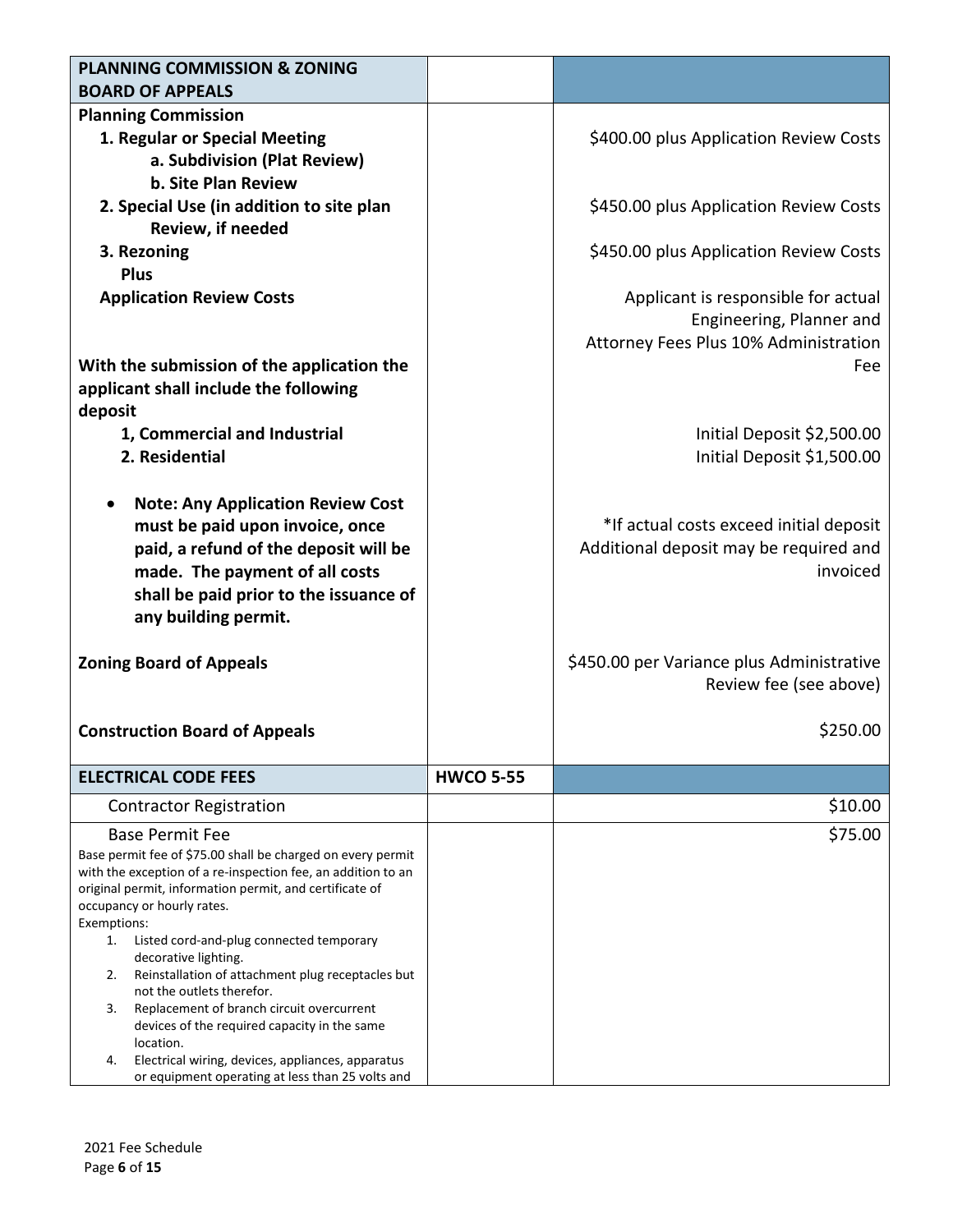| PLANNING COMMISSION & ZONING BOARD OF APPEALS | | |
|---|---|---|
| **Planning Commission**<br>**1. Regular or Special Meeting**<br>**a. Subdivision (Plat Review)**<br>**b. Site Plan Review**<br>**2. Special Use (in addition to site plan Review, if needed**<br>**3. Rezoning**<br>**Plus**<br>**Application Review Costs**<br><br>**With the submission of the application the applicant shall include the following deposit**<br>**1, Commercial and Industrial**<br>**2. Residential**<br><br>• **Note: Any Application Review Cost must be paid upon invoice, once paid, a refund of the deposit will be made. The payment of all costs shall be paid prior to the issuance of any building permit.**<br><br>**Zoning Board of Appeals**<br><br>**Construction Board of Appeals** | | \$400.00 plus Application Review Costs<br><br>\$450.00 plus Application Review Costs<br><br>\$450.00 plus Application Review Costs<br><br>Applicant is responsible for actual Engineering, Planner and Attorney Fees Plus 10% Administration Fee<br><br>Initial Deposit \$2,500.00<br>Initial Deposit \$1,500.00<br><br>*If actual costs exceed initial deposit Additional deposit may be required and invoiced<br><br>\$450.00 per Variance plus Administrative Review fee (see above)<br><br>\$250.00 |
| **ELECTRICAL CODE FEES** | **HWCO 5-55** | |
| Contractor Registration | | \$10.00 |
| Base Permit Fee<br>Base permit fee of \$75.00 shall be charged on every permit with the exception of a re-inspection fee, an addition to an original permit, information permit, and certificate of occupancy or hourly rates.<br>Exemptions:<br>1. Listed cord-and-plug connected temporary decorative lighting.<br>2. Reinstallation of attachment plug receptacles but not the outlets therefor.<br>3. Replacement of branch circuit overcurrent devices of the required capacity in the same location.<br>4. Electrical wiring, devices, appliances, apparatus or equipment operating at less than 25 volts and | | \$75.00 |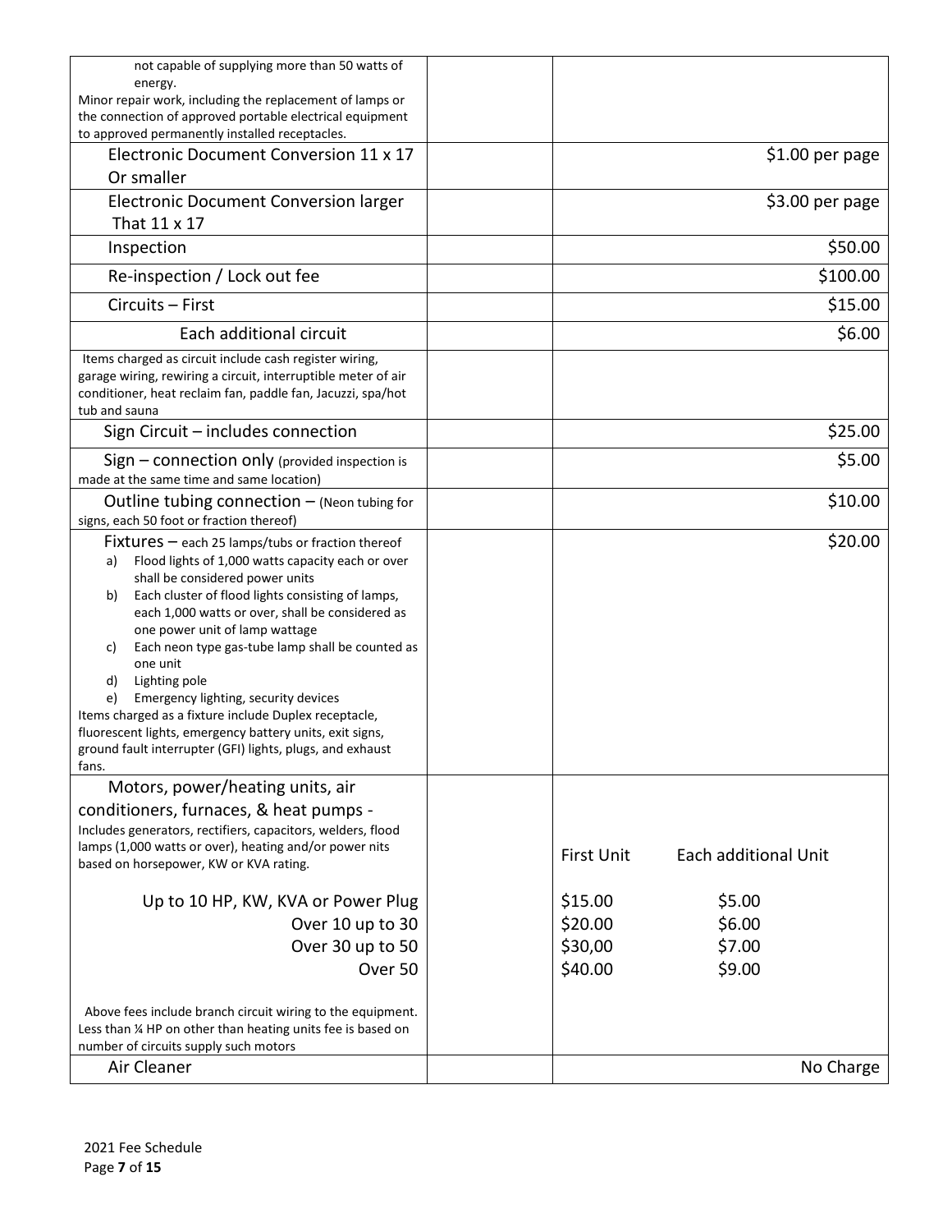| | | |
|---|---|---|
| not capable of supplying more than 50 watts of energy.<br>Minor repair work, including the replacement of lamps or the connection of approved portable electrical equipment to approved permanently installed receptacles. | | |
| Electronic Document Conversion 11 x 17 Or smaller | | $1.00 per page |
| Electronic Document Conversion larger That 11 x 17 | | $3.00 per page |
| Inspection | | $50.00 |
| Re-inspection / Lock out fee | | $100.00 |
| Circuits – First | | $15.00 |
| Each additional circuit | | $6.00 |
| Items charged as circuit include cash register wiring, garage wiring, rewiring a circuit, interruptible meter of air conditioner, heat reclaim fan, paddle fan, Jacuzzi, spa/hot tub and sauna | | |
| Sign Circuit – includes connection | | $25.00 |
| Sign – connection only (provided inspection is made at the same time and same location) | | $5.00 |
| Outline tubing connection – (Neon tubing for signs, each 50 foot or fraction thereof) | | $10.00 |
| Fixtures – each 25 lamps/tubs or fraction thereof<br>a) Flood lights of 1,000 watts capacity each or over shall be considered power units<br>b) Each cluster of flood lights consisting of lamps, each 1,000 watts or over, shall be considered as one power unit of lamp wattage<br>c) Each neon type gas-tube lamp shall be counted as one unit<br>d) Lighting pole<br>e) Emergency lighting, security devices<br>Items charged as a fixture include Duplex receptacle, fluorescent lights, emergency battery units, exit signs, ground fault interrupter (GFI) lights, plugs, and exhaust fans. | | $20.00 |
| Motors, power/heating units, air conditioners, furnaces, & heat pumps - Includes generators, rectifiers, capacitors, welders, flood lamps (1,000 watts or over), heating and/or power nits based on horsepower, KW or KVA rating. | | First Unit — Each additional Unit |
| Up to 10 HP, KW, KVA or Power Plug | | $15.00 — $5.00 |
| Over 10 up to 30 | | $20.00 — $6.00 |
| Over 30 up to 50 | | $30,00 — $7.00 |
| Over 50 | | $40.00 — $9.00 |
| Above fees include branch circuit wiring to the equipment. Less than ¼ HP on other than heating units fee is based on number of circuits supply such motors | | |
| Air Cleaner | | No Charge |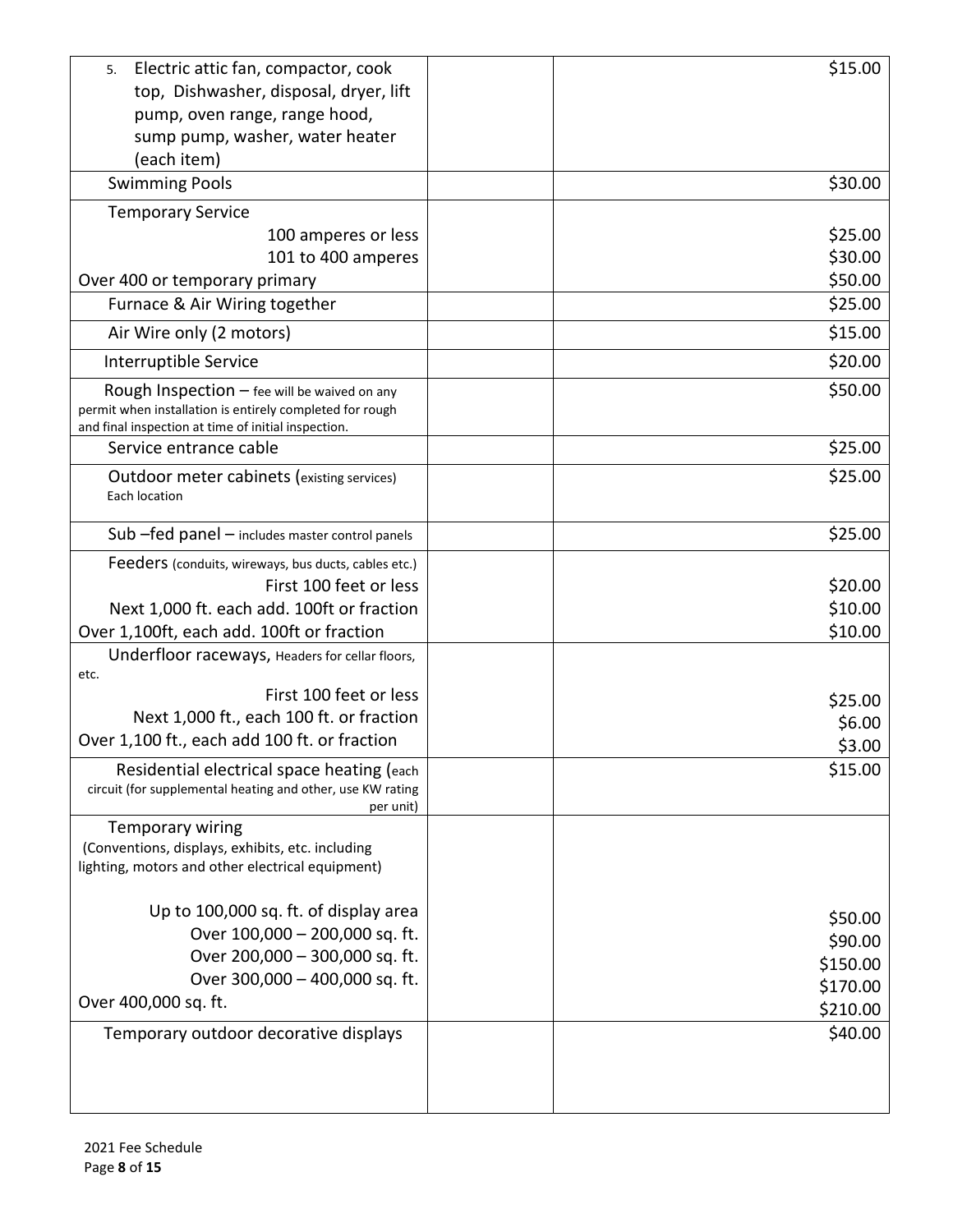| | | |
|---|---|---|
| 5. Electric attic fan, compactor, cook top, Dishwasher, disposal, dryer, lift pump, oven range, range hood, sump pump, washer, water heater (each item) | | $15.00 |
| Swimming Pools | | $30.00 |
| Temporary Service<br>100 amperes or less<br>101 to 400 amperes<br>Over 400 or temporary primary | | <br>$25.00<br>$30.00<br>$50.00 |
| Furnace & Air Wiring together | | $25.00 |
| Air Wire only (2 motors) | | $15.00 |
| Interruptible Service | | $20.00 |
| Rough Inspection – fee will be waived on any permit when installation is entirely completed for rough and final inspection at time of initial inspection. | | $50.00 |
| Service entrance cable | | $25.00 |
| Outdoor meter cabinets (existing services) Each location | | $25.00 |
| Sub –fed panel – includes master control panels | | $25.00 |
| Feeders (conduits, wireways, bus ducts, cables etc.)<br>First 100 feet or less<br>Next 1,000 ft. each add. 100ft or fraction<br>Over 1,100ft, each add. 100ft or fraction | | <br>$20.00<br>$10.00<br>$10.00 |
| Underfloor raceways, Headers for cellar floors, etc.<br>First 100 feet or less<br>Next 1,000 ft., each 100 ft. or fraction<br>Over 1,100 ft., each add 100 ft. or fraction | | <br>$25.00<br>$6.00<br>$3.00 |
| Residential electrical space heating (each circuit (for supplemental heating and other, use KW rating per unit) | | $15.00 |
| Temporary wiring<br>(Conventions, displays, exhibits, etc. including lighting, motors and other electrical equipment)<br>Up to 100,000 sq. ft. of display area<br>Over 100,000 – 200,000 sq. ft.<br>Over 200,000 – 300,000 sq. ft.<br>Over 300,000 – 400,000 sq. ft.<br>Over 400,000 sq. ft. | | <br><br>$50.00<br>$90.00<br>$150.00<br>$170.00<br>$210.00 |
| Temporary outdoor decorative displays | | $40.00 |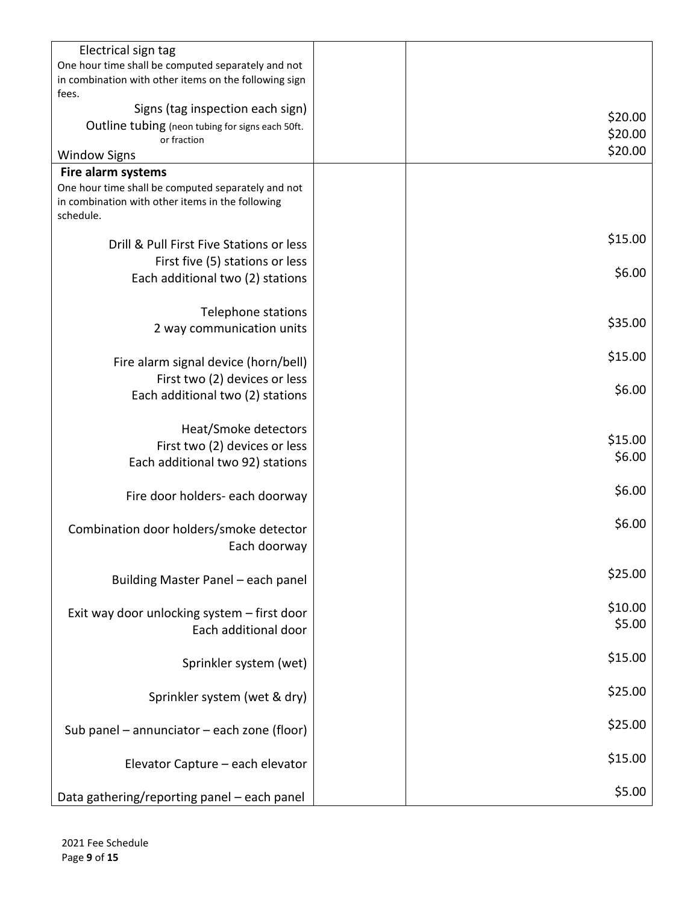| | | |
|---|---|---|
| Electrical sign tag<br>One hour time shall be computed separately and not in combination with other items on the following sign fees. | | |
| Signs (tag inspection each sign) | | $20.00 |
| Outline tubing (neon tubing for signs each 50ft. or fraction | | $20.00 |
| Window Signs | | $20.00 |
| **Fire alarm systems**<br>One hour time shall be computed separately and not in combination with other items in the following schedule. | | |
| Drill & Pull First Five Stations or less | | $15.00 |
| First five (5) stations or less<br>Each additional two (2) stations | | $6.00 |
| Telephone stations<br>2 way communication units | | $35.00 |
| Fire alarm signal device (horn/bell) | | $15.00 |
| First two (2) devices or less<br>Each additional two (2) stations | | $6.00 |
| Heat/Smoke detectors<br>First two (2) devices or less | | $15.00 |
| Each additional two 92) stations | | $6.00 |
| Fire door holders- each doorway | | $6.00 |
| Combination door holders/smoke detector<br>Each doorway | | $6.00 |
| Building Master Panel – each panel | | $25.00 |
| Exit way door unlocking system – first door | | $10.00 |
| Each additional door | | $5.00 |
| Sprinkler system (wet) | | $15.00 |
| Sprinkler system (wet & dry) | | $25.00 |
| Sub panel – annunciator – each zone (floor) | | $25.00 |
| Elevator Capture – each elevator | | $15.00 |
| Data gathering/reporting panel – each panel | | $5.00 |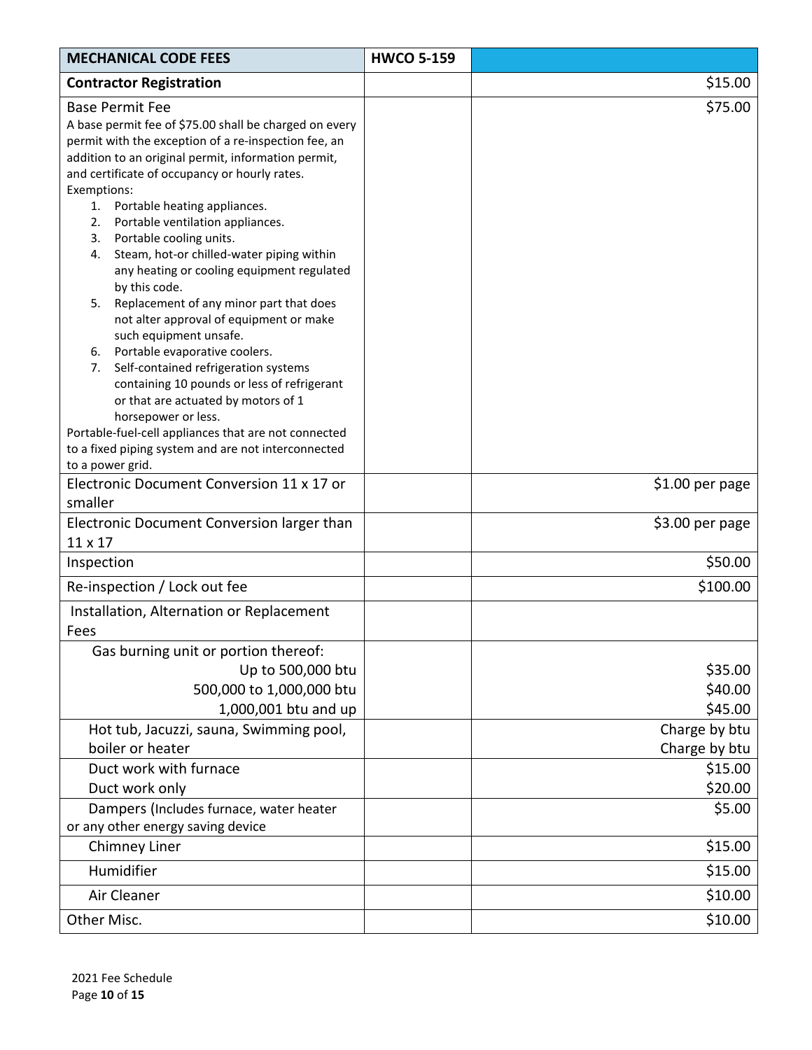| **MECHANICAL CODE FEES** | **HWCO 5-159** | |
|---|---|---|
| **Contractor Registration** | | $15.00 |
| Base Permit Fee<br>A base permit fee of $75.00 shall be charged on every permit with the exception of a re-inspection fee, an addition to an original permit, information permit, and certificate of occupancy or hourly rates.<br>Exemptions:<br>1. Portable heating appliances.<br>2. Portable ventilation appliances.<br>3. Portable cooling units.<br>4. Steam, hot-or chilled-water piping within any heating or cooling equipment regulated by this code.<br>5. Replacement of any minor part that does not alter approval of equipment or make such equipment unsafe.<br>6. Portable evaporative coolers.<br>7. Self-contained refrigeration systems containing 10 pounds or less of refrigerant or that are actuated by motors of 1 horsepower or less.<br>Portable-fuel-cell appliances that are not connected to a fixed piping system and are not interconnected to a power grid. | | $75.00 |
| Electronic Document Conversion 11 x 17 or smaller | | $1.00 per page |
| Electronic Document Conversion larger than 11 x 17 | | $3.00 per page |
| Inspection | | $50.00 |
| Re-inspection / Lock out fee | | $100.00 |
| Installation, Alternation or Replacement Fees | | |
| Gas burning unit or portion thereof:<br>Up to 500,000 btu<br>500,000 to 1,000,000 btu<br>1,000,001 btu and up | | <br>$35.00<br>$40.00<br>$45.00 |
| Hot tub, Jacuzzi, sauna, Swimming pool, boiler or heater | | Charge by btu<br>Charge by btu |
| Duct work with furnace<br>Duct work only | | $15.00<br>$20.00 |
| Dampers (Includes furnace, water heater or any other energy saving device | | $5.00 |
| Chimney Liner | | $15.00 |
| Humidifier | | $15.00 |
| Air Cleaner | | $10.00 |
| Other Misc. | | $10.00 |

2021 Fee Schedule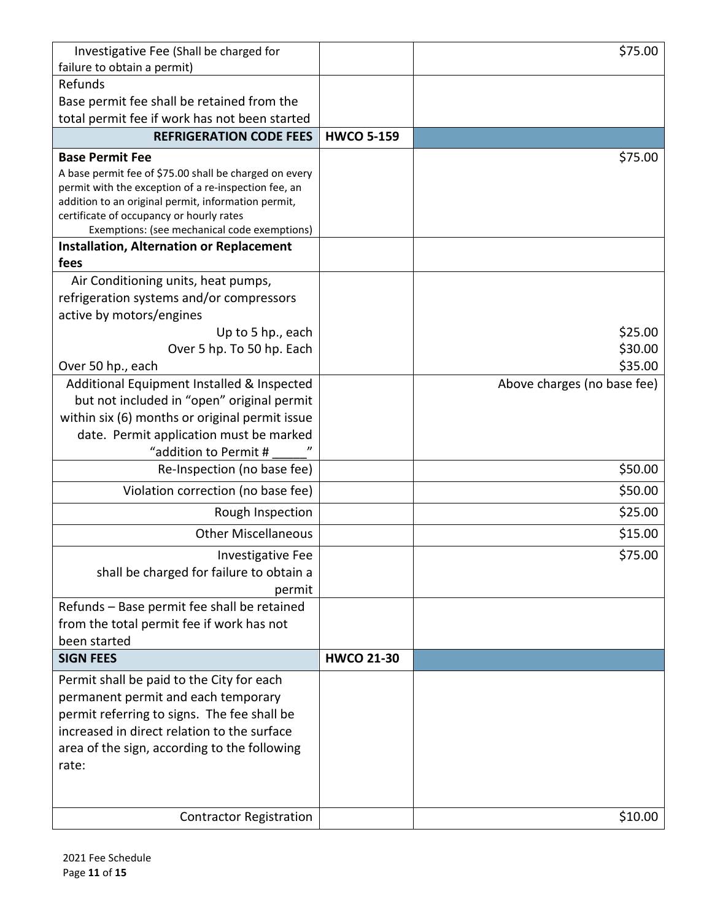| | | |
|---|---|---|
| Investigative Fee (Shall be charged for failure to obtain a permit) | | $75.00 |
| Refunds<br>Base permit fee shall be retained from the total permit fee if work has not been started | | |
| **REFRIGERATION CODE FEES** | **HWCO 5-159** | |
| **Base Permit Fee**<br>A base permit fee of $75.00 shall be charged on every permit with the exception of a re-inspection fee, an addition to an original permit, information permit, certificate of occupancy or hourly rates<br>Exemptions: (see mechanical code exemptions) | | $75.00 |
| **Installation, Alternation or Replacement fees** | | |
| Air Conditioning units, heat pumps, refrigeration systems and/or compressors active by motors/engines<br>Up to 5 hp., each<br>Over 5 hp. To 50 hp. Each<br>Over 50 hp., each | | <br><br><br>$25.00<br>$30.00<br>$35.00 |
| Additional Equipment Installed & Inspected but not included in "open" original permit within six (6) months or original permit issue date. Permit application must be marked "addition to Permit # _____" | | Above charges (no base fee) |
| Re-Inspection (no base fee) | | $50.00 |
| Violation correction (no base fee) | | $50.00 |
| Rough Inspection | | $25.00 |
| Other Miscellaneous | | $15.00 |
| Investigative Fee shall be charged for failure to obtain a permit | | $75.00 |
| Refunds – Base permit fee shall be retained from the total permit fee if work has not been started | | |
| **SIGN FEES** | **HWCO 21-30** | |
| Permit shall be paid to the City for each permanent permit and each temporary permit referring to signs. The fee shall be increased in direct relation to the surface area of the sign, according to the following rate: | | |
| Contractor Registration | | $10.00 |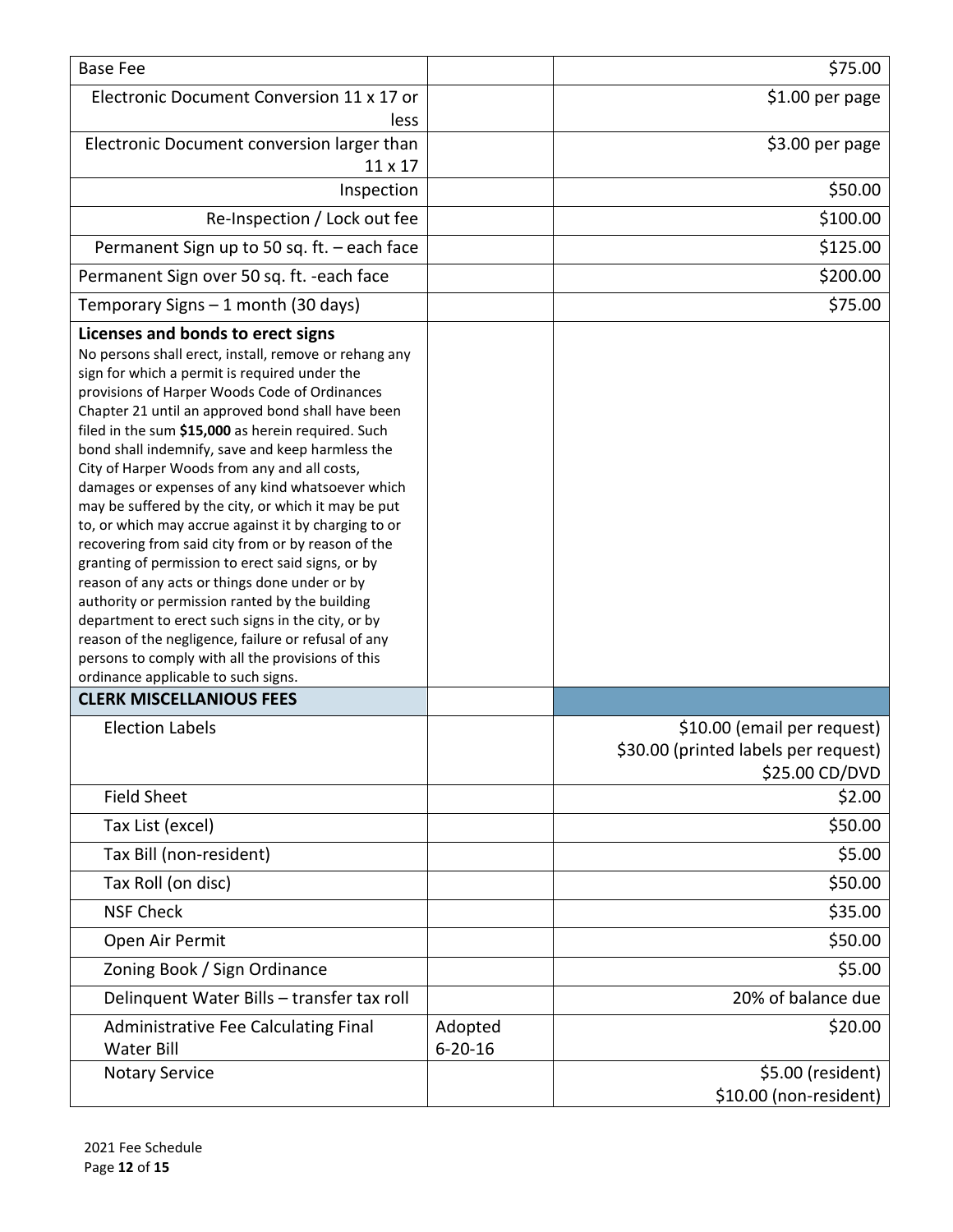| Base Fee | | $75.00 |
|---|---|---|
| Electronic Document Conversion 11 x 17 or less | | $1.00 per page |
| Electronic Document conversion larger than 11 x 17 | | $3.00 per page |
| Inspection | | $50.00 |
| Re-Inspection / Lock out fee | | $100.00 |
| Permanent Sign up to 50 sq. ft. – each face | | $125.00 |
| Permanent Sign over 50 sq. ft. -each face | | $200.00 |
| Temporary Signs – 1 month (30 days) | | $75.00 |
| **Licenses and bonds to erect signs**<br>No persons shall erect, install, remove or rehang any sign for which a permit is required under the provisions of Harper Woods Code of Ordinances Chapter 21 until an approved bond shall have been filed in the sum **$15,000** as herein required. Such bond shall indemnify, save and keep harmless the City of Harper Woods from any and all costs, damages or expenses of any kind whatsoever which may be suffered by the city, or which it may be put to, or which may accrue against it by charging to or recovering from said city from or by reason of the granting of permission to erect said signs, or by reason of any acts or things done under or by authority or permission ranted by the building department to erect such signs in the city, or by reason of the negligence, failure or refusal of any persons to comply with all the provisions of this ordinance applicable to such signs. | | |
| **CLERK MISCELLANIOUS FEES** | | |
| Election Labels | | $10.00 (email per request)<br>$30.00 (printed labels per request)<br>$25.00 CD/DVD |
| Field Sheet | | $2.00 |
| Tax List (excel) | | $50.00 |
| Tax Bill (non-resident) | | $5.00 |
| Tax Roll (on disc) | | $50.00 |
| NSF Check | | $35.00 |
| Open Air Permit | | $50.00 |
| Zoning Book / Sign Ordinance | | $5.00 |
| Delinquent Water Bills – transfer tax roll | | 20% of balance due |
| Administrative Fee Calculating Final Water Bill | Adopted 6-20-16 | $20.00 |
| Notary Service | | $5.00 (resident)<br>$10.00 (non-resident) |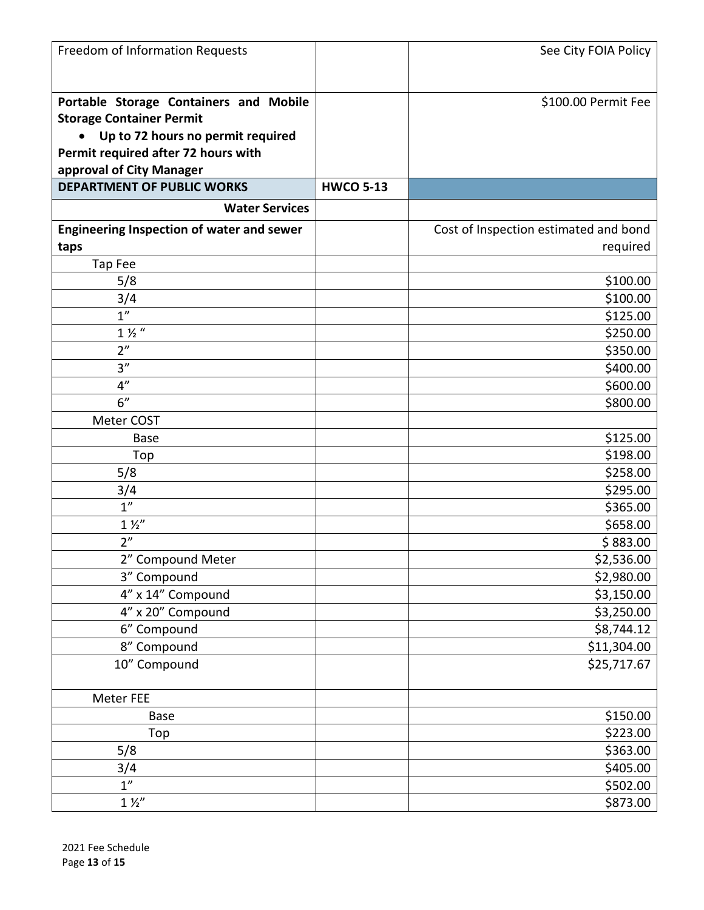| Freedom of Information Requests | | See City FOIA Policy |
|---|---|---|
| **Portable Storage Containers and Mobile Storage Container Permit**<br>• **Up to 72 hours no permit required**<br>**Permit required after 72 hours with approval of City Manager** | | $100.00 Permit Fee |
| **DEPARTMENT OF PUBLIC WORKS** | **HWCO 5-13** | |
| **Water Services** | | |
| **Engineering Inspection of water and sewer taps** | | Cost of Inspection estimated and bond required |
| Tap Fee | | |
| 5/8 | | $100.00 |
| 3/4 | | $100.00 |
| 1” | | $125.00 |
| 1 ½ “ | | $250.00 |
| 2” | | $350.00 |
| 3” | | $400.00 |
| 4” | | $600.00 |
| 6” | | $800.00 |
| Meter COST | | |
| Base | | $125.00 |
| Top | | $198.00 |
| 5/8 | | $258.00 |
| 3/4 | | $295.00 |
| 1” | | $365.00 |
| 1 ½” | | $658.00 |
| 2” | | $ 883.00 |
| 2” Compound Meter | | $2,536.00 |
| 3” Compound | | $2,980.00 |
| 4” x 14” Compound | | $3,150.00 |
| 4” x 20” Compound | | $3,250.00 |
| 6” Compound | | $8,744.12 |
| 8” Compound | | $11,304.00 |
| 10” Compound | | $25,717.67 |
| Meter FEE | | |
| Base | | $150.00 |
| Top | | $223.00 |
| 5/8 | | $363.00 |
| 3/4 | | $405.00 |
| 1” | | $502.00 |
| 1 ½” | | $873.00 |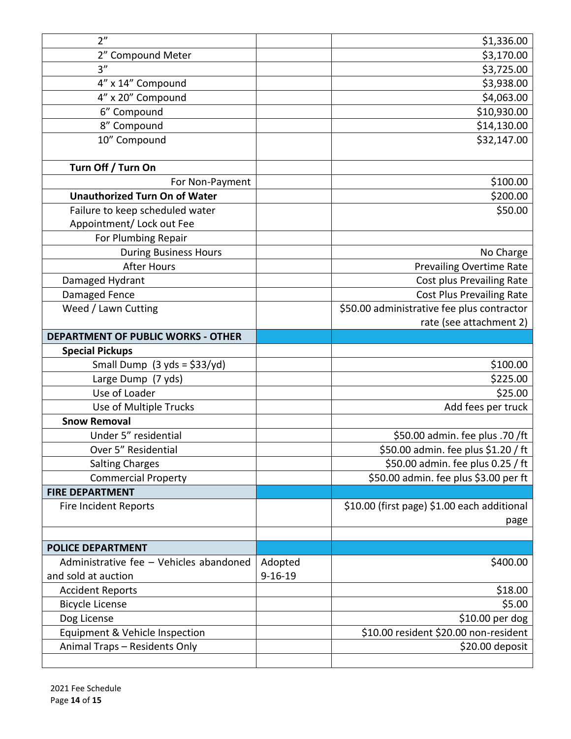| | | |
|---|---|---|
| 2” | | $1,336.00 |
| 2” Compound Meter | | $3,170.00 |
| 3” | | $3,725.00 |
| 4” x 14” Compound | | $3,938.00 |
| 4” x 20” Compound | | $4,063.00 |
| 6” Compound | | $10,930.00 |
| 8” Compound | | $14,130.00 |
| 10” Compound | | $32,147.00 |
| **Turn Off / Turn On** | | |
| For Non-Payment | | $100.00 |
| **Unauthorized Turn On of Water** | | $200.00 |
| Failure to keep scheduled water Appointment/ Lock out Fee | | $50.00 |
| For Plumbing Repair | | |
| During Business Hours | | No Charge |
| After Hours | | Prevailing Overtime Rate |
| Damaged Hydrant | | Cost plus Prevailing Rate |
| Damaged Fence | | Cost Plus Prevailing Rate |
| Weed / Lawn Cutting | | $50.00 administrative fee plus contractor rate (see attachment 2) |
| **DEPARTMENT OF PUBLIC WORKS - OTHER** | | |
| **Special Pickups** | | |
| Small Dump (3 yds = $33/yd) | | $100.00 |
| Large Dump (7 yds) | | $225.00 |
| Use of Loader | | $25.00 |
| Use of Multiple Trucks | | Add fees per truck |
| **Snow Removal** | | |
| Under 5” residential | | $50.00 admin. fee plus .70 /ft |
| Over 5” Residential | | $50.00 admin. fee plus $1.20 / ft |
| Salting Charges | | $50.00 admin. fee plus 0.25 / ft |
| Commercial Property | | $50.00 admin. fee plus $3.00 per ft |
| **FIRE DEPARTMENT** | | |
| Fire Incident Reports | | $10.00 (first page) $1.00 each additional page |
| | | |
| **POLICE DEPARTMENT** | | |
| Administrative fee – Vehicles abandoned and sold at auction | Adopted 9-16-19 | $400.00 |
| Accident Reports | | $18.00 |
| Bicycle License | | $5.00 |
| Dog License | | $10.00 per dog |
| Equipment & Vehicle Inspection | | $10.00 resident $20.00 non-resident |
| Animal Traps – Residents Only | | $20.00 deposit |
| | | |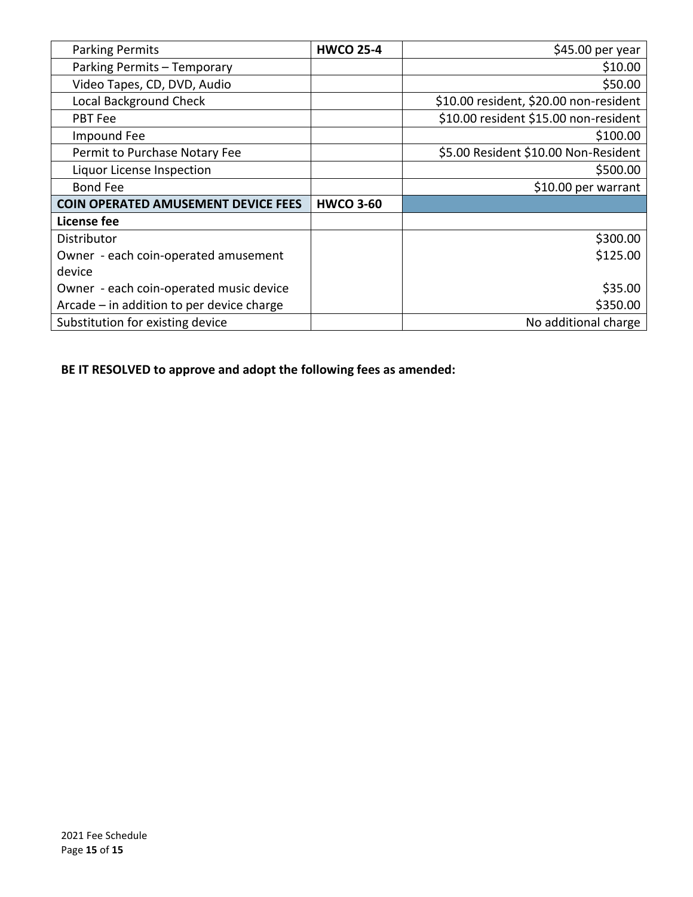| | | |
|---|---|---|
| Parking Permits | **HWCO 25-4** | $45.00 per year |
| Parking Permits – Temporary | | $10.00 |
| Video Tapes, CD, DVD, Audio | | $50.00 |
| Local Background Check | | $10.00 resident, $20.00 non-resident |
| PBT Fee | | $10.00 resident $15.00 non-resident |
| Impound Fee | | $100.00 |
| Permit to Purchase Notary Fee | | $5.00 Resident $10.00 Non-Resident |
| Liquor License Inspection | | $500.00 |
| Bond Fee | | $10.00 per warrant |
| **COIN OPERATED AMUSEMENT DEVICE FEES** | **HWCO 3-60** | |
| **License fee** | | |
| Distributor | | $300.00 |
| Owner - each coin-operated amusement device | | $125.00 |
| Owner - each coin-operated music device | | $35.00 |
| Arcade – in addition to per device charge | | $350.00 |
| Substitution for existing device | | No additional charge |

**BE IT RESOLVED to approve and adopt the following fees as amended:**